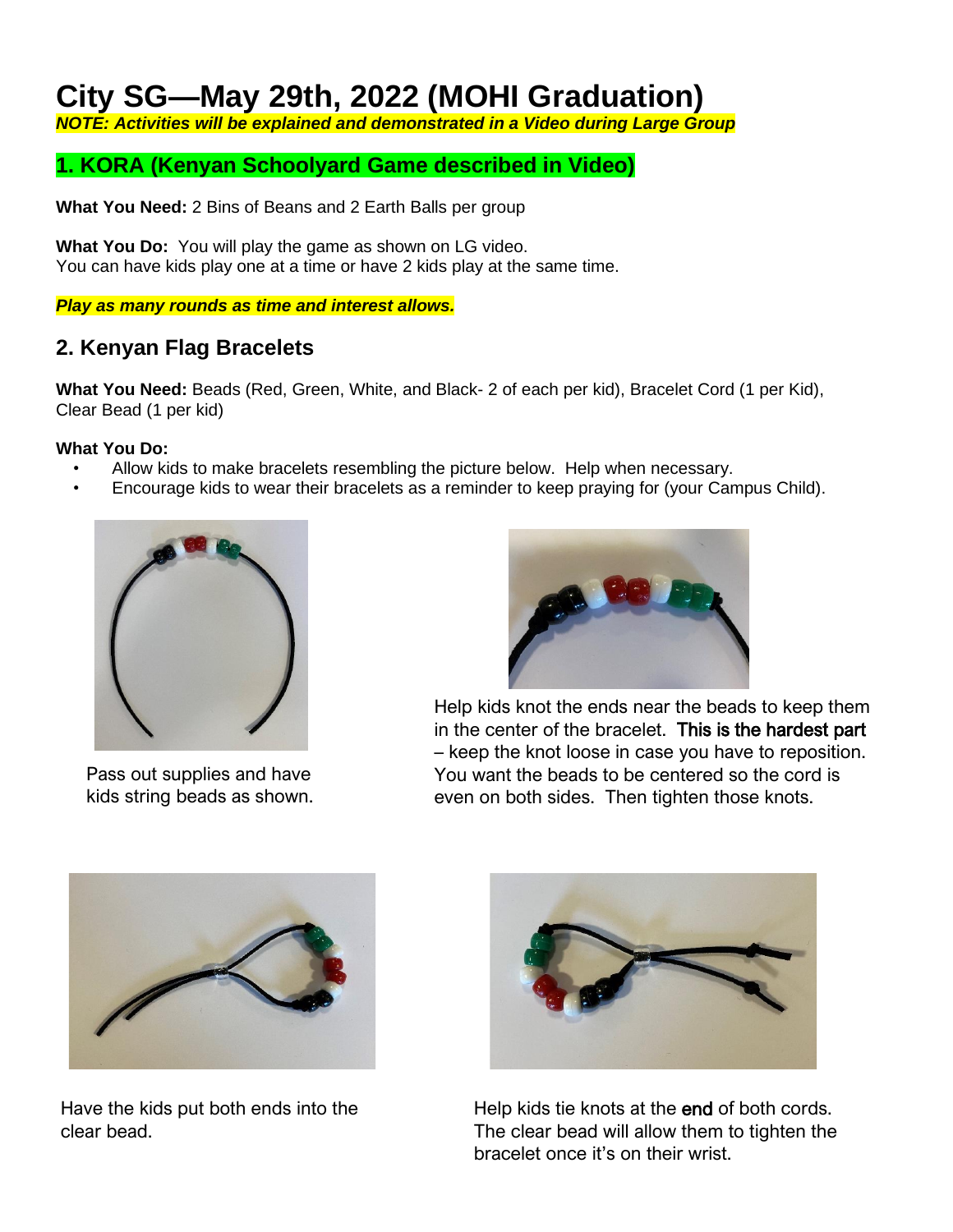# City SG—May 29th, 2022 (MOHI Graduation)

***NOTE: Activities will be explained and demonstrated in a Video during Large Group***

## 1. KORA (Kenyan Schoolyard Game described in Video)

**What You Need:** 2 Bins of Beans and 2 Earth Balls per group

**What You Do:** You will play the game as shown on LG video.
You can have kids play one at a time or have 2 kids play at the same time.

***Play as many rounds as time and interest allows.***

## 2. Kenyan Flag Bracelets

**What You Need:** Beads (Red, Green, White, and Black- 2 of each per kid), Bracelet Cord (1 per Kid), Clear Bead (1 per kid)

**What You Do:**

- Allow kids to make bracelets resembling the picture below. Help when necessary.
- Encourage kids to wear their bracelets as a reminder to keep praying for (your Campus Child).

Pass out supplies and have kids string beads as shown.

Help kids knot the ends near the beads to keep them in the center of the bracelet. This is the hardest part – keep the knot loose in case you have to reposition. You want the beads to be centered so the cord is even on both sides. Then tighten those knots.

Have the kids put both ends into the clear bead.

Help kids tie knots at the end of both cords. The clear bead will allow them to tighten the bracelet once it's on their wrist.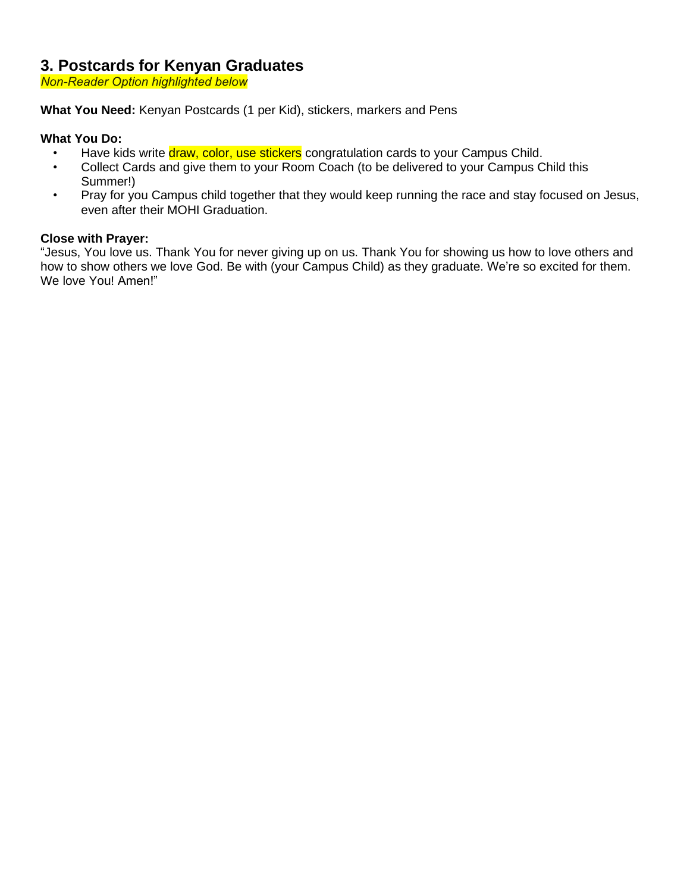## 3. Postcards for Kenyan Graduates

*Non-Reader Option highlighted below*

**What You Need:** Kenyan Postcards (1 per Kid), stickers, markers and Pens

**What You Do:**

- Have kids write draw, color, use stickers congratulation cards to your Campus Child.
- Collect Cards and give them to your Room Coach (to be delivered to your Campus Child this Summer!)
- Pray for you Campus child together that they would keep running the race and stay focused on Jesus, even after their MOHI Graduation.

**Close with Prayer:**

"Jesus, You love us. Thank You for never giving up on us. Thank You for showing us how to love others and how to show others we love God. Be with (your Campus Child) as they graduate. We're so excited for them. We love You! Amen!"